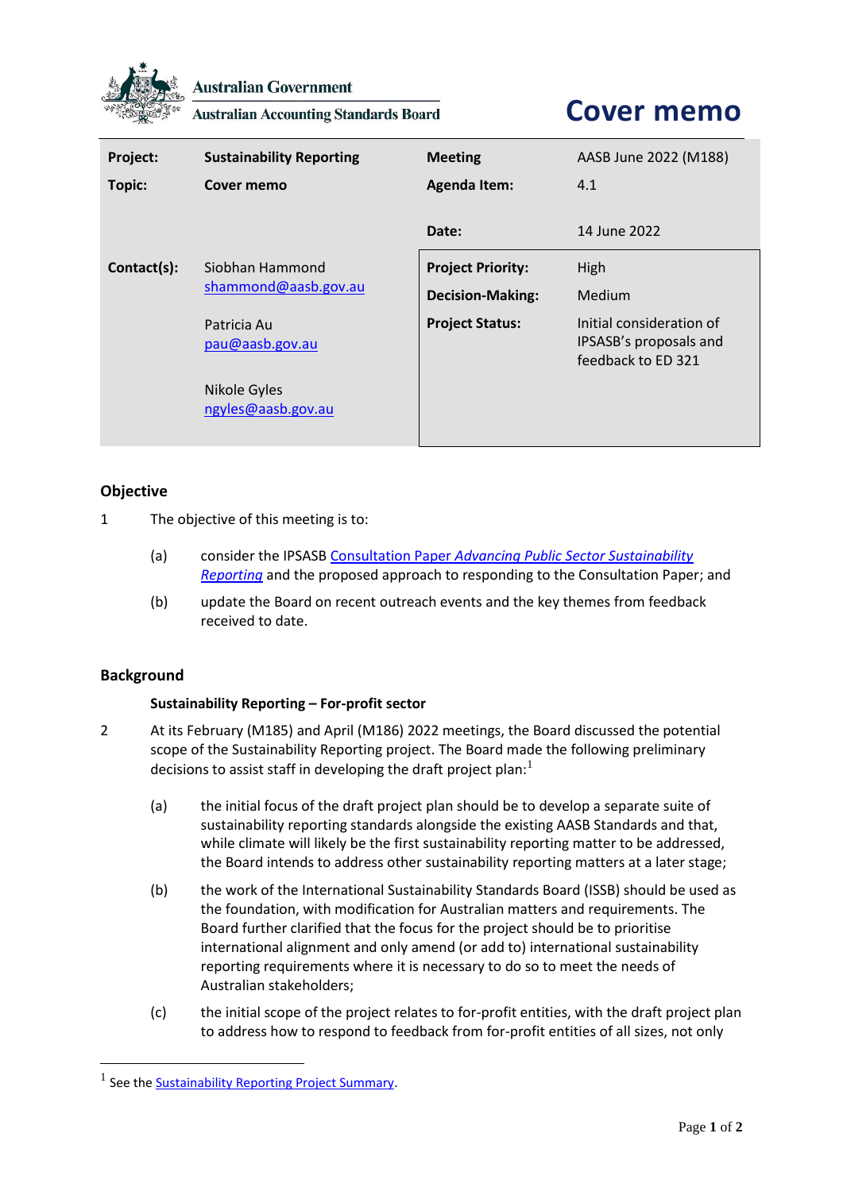Australian Government

Australian Accounting Standards Board

# Cover memo

| | | | |
|---|---|---|---|
| **Project:** | **Sustainability Reporting** | **Meeting** | AASB June 2022 (M188) |
| **Topic:** | **Cover memo** | **Agenda Item:** | 4.1 |
| | | **Date:** | 14 June 2022 |
| **Contact(s):** | Siobhan Hammond<br>shammond@aasb.gov.au<br><br>Patricia Au<br>pau@aasb.gov.au<br><br>Nikole Gyles<br>ngyles@aasb.gov.au | **Project Priority:**<br>**Decision-Making:**<br>**Project Status:** | High<br>Medium<br>Initial consideration of IPSASB's proposals and feedback to ED 321 |

## Objective

1 The objective of this meeting is to:

(a) consider the IPSASB Consultation Paper *Advancing Public Sector Sustainability Reporting* and the proposed approach to responding to the Consultation Paper; and

(b) update the Board on recent outreach events and the key themes from feedback received to date.

## Background

### Sustainability Reporting – For-profit sector

2 At its February (M185) and April (M186) 2022 meetings, the Board discussed the potential scope of the Sustainability Reporting project. The Board made the following preliminary decisions to assist staff in developing the draft project plan:[1]

(a) the initial focus of the draft project plan should be to develop a separate suite of sustainability reporting standards alongside the existing AASB Standards and that, while climate will likely be the first sustainability reporting matter to be addressed, the Board intends to address other sustainability reporting matters at a later stage;

(b) the work of the International Sustainability Standards Board (ISSB) should be used as the foundation, with modification for Australian matters and requirements. The Board further clarified that the focus for the project should be to prioritise international alignment and only amend (or add to) international sustainability reporting requirements where it is necessary to do so to meet the needs of Australian stakeholders;

(c) the initial scope of the project relates to for-profit entities, with the draft project plan to address how to respond to feedback from for-profit entities of all sizes, not only

[1] See the Sustainability Reporting Project Summary.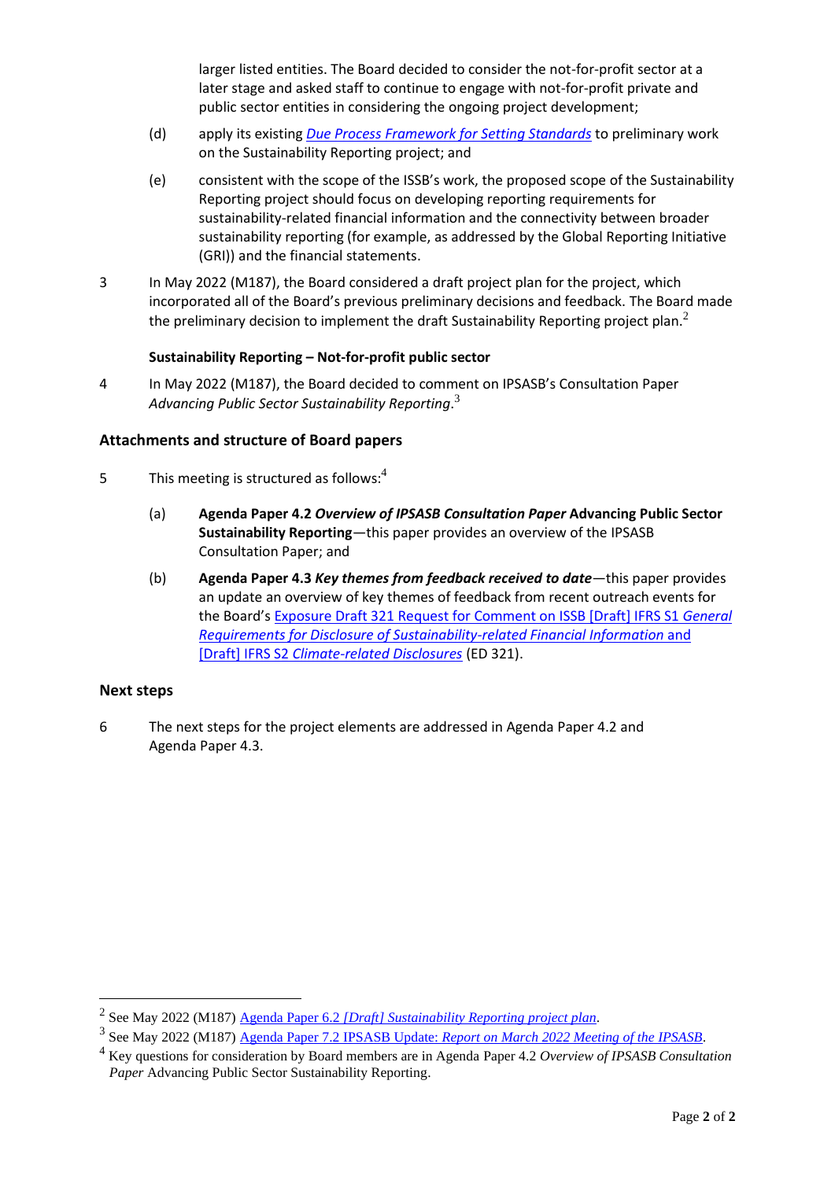larger listed entities. The Board decided to consider the not-for-profit sector at a later stage and asked staff to continue to engage with not-for-profit private and public sector entities in considering the ongoing project development;

(d) apply its existing *Due Process Framework for Setting Standards* to preliminary work on the Sustainability Reporting project; and

(e) consistent with the scope of the ISSB's work, the proposed scope of the Sustainability Reporting project should focus on developing reporting requirements for sustainability-related financial information and the connectivity between broader sustainability reporting (for example, as addressed by the Global Reporting Initiative (GRI)) and the financial statements.

3 In May 2022 (M187), the Board considered a draft project plan for the project, which incorporated all of the Board's previous preliminary decisions and feedback. The Board made the preliminary decision to implement the draft Sustainability Reporting project plan.[2]

**Sustainability Reporting – Not-for-profit public sector**

4 In May 2022 (M187), the Board decided to comment on IPSASB's Consultation Paper *Advancing Public Sector Sustainability Reporting*.[3]

## Attachments and structure of Board papers

5 This meeting is structured as follows:[4]

(a) **Agenda Paper 4.2 *Overview of IPSASB Consultation Paper* Advancing Public Sector Sustainability Reporting**—this paper provides an overview of the IPSASB Consultation Paper; and

(b) **Agenda Paper 4.3 *Key themes from feedback received to date***—this paper provides an update an overview of key themes of feedback from recent outreach events for the Board's Exposure Draft 321 Request for Comment on ISSB [Draft] IFRS S1 *General Requirements for Disclosure of Sustainability-related Financial Information* and [Draft] IFRS S2 *Climate-related Disclosures* (ED 321).

## Next steps

6 The next steps for the project elements are addressed in Agenda Paper 4.2 and Agenda Paper 4.3.

---

[2] See May 2022 (M187) Agenda Paper 6.2 *[Draft] Sustainability Reporting project plan*.

[3] See May 2022 (M187) Agenda Paper 7.2 IPSASB Update: *Report on March 2022 Meeting of the IPSASB*.

[4] Key questions for consideration by Board members are in Agenda Paper 4.2 *Overview of IPSASB Consultation Paper* Advancing Public Sector Sustainability Reporting.